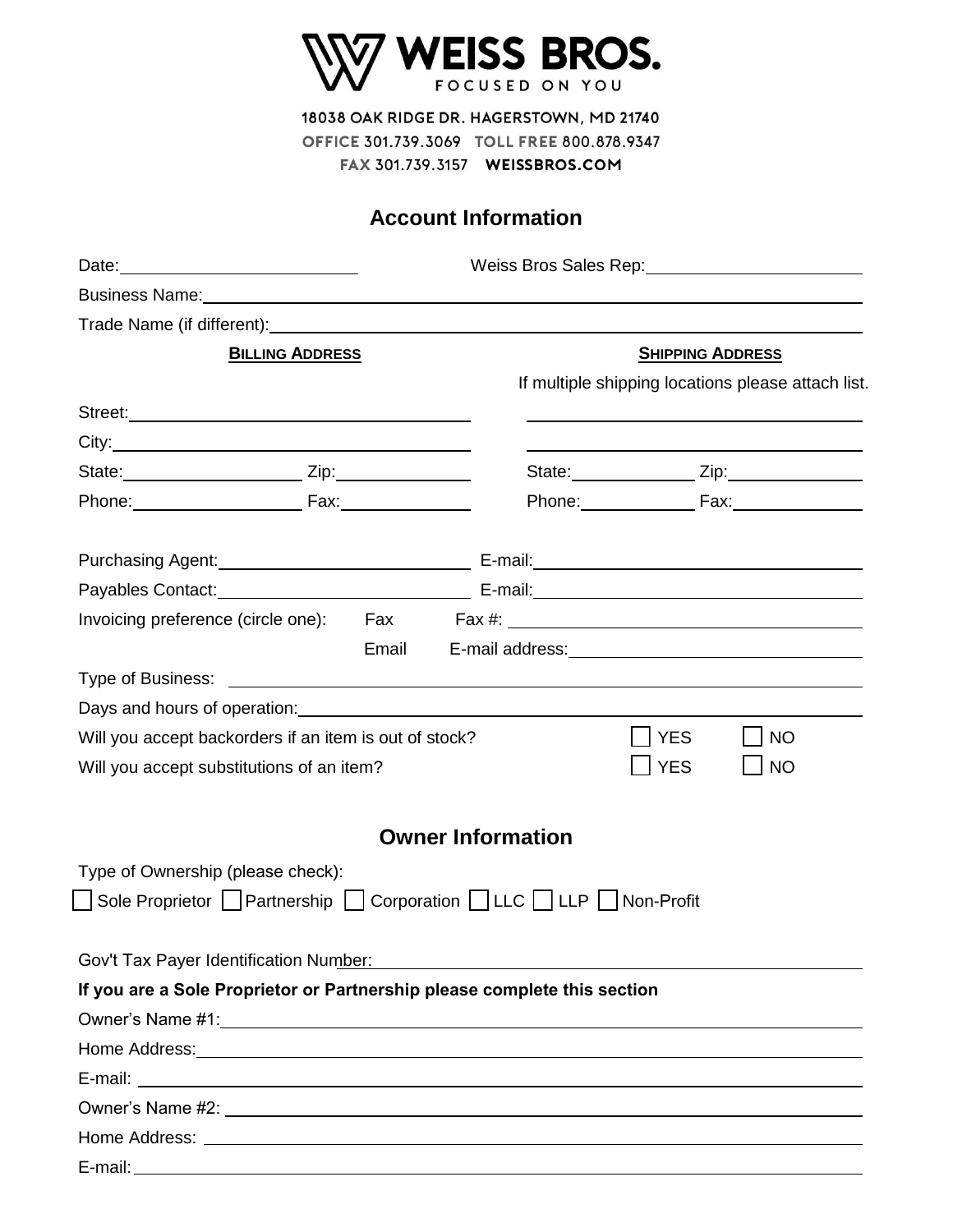**WEISS BROS.**
FOCUSED ON YOU

18038 OAK RIDGE DR. HAGERSTOWN, MD 21740
OFFICE 301.739.3069 TOLL FREE 800.878.9347
FAX 301.739.3157 WEISSBROS.COM

## Account Information

Date: ______________________ Weiss Bros Sales Rep: ______________________

Business Name: ______________________________________________

Trade Name (if different): ______________________________________________

| **BILLING ADDRESS** | **SHIPPING ADDRESS** |
|---|---|
| | If multiple shipping locations please attach list. |
| Street: ______________________ | ______________________ |
| City: ______________________ | ______________________ |
| State: __________ Zip: __________ | State: __________ Zip: __________ |
| Phone: __________ Fax: __________ | Phone: __________ Fax: __________ |

Purchasing Agent: ______________________ E-mail: ______________________

Payables Contact: ______________________ E-mail: ______________________

Invoicing preference (circle one): Fax Fax #: ______________________

Email E-mail address: ______________________

Type of Business: ______________________________________________

Days and hours of operation: ______________________________________________

Will you accept backorders if an item is out of stock? ☐ YES ☐ NO

Will you accept substitutions of an item? ☐ YES ☐ NO

## Owner Information

Type of Ownership (please check):

☐ Sole Proprietor ☐ Partnership ☐ Corporation ☐ LLC ☐ LLP ☐ Non-Profit

Gov't Tax Payer Identification Number: ______________________________________________

**If you are a Sole Proprietor or Partnership please complete this section**

Owner's Name #1: ______________________________________________

Home Address: ______________________________________________

E-mail: ______________________________________________

Owner's Name #2: ______________________________________________

Home Address: ______________________________________________

E-mail: ______________________________________________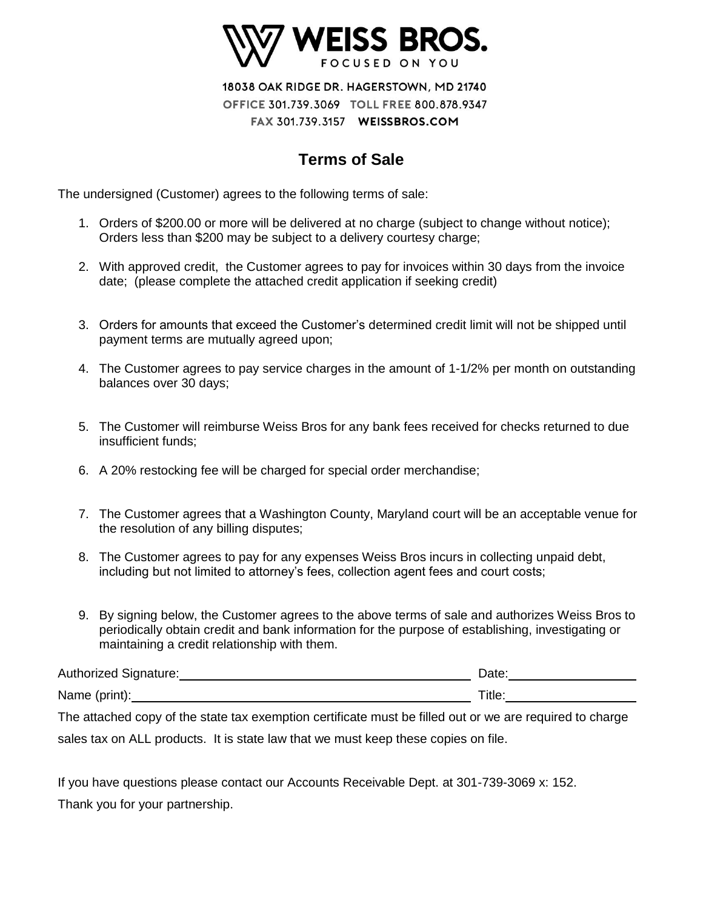# WEISS BROS.

FOCUSED ON YOU

18038 OAK RIDGE DR. HAGERSTOWN, MD 21740
OFFICE 301.739.3069 TOLL FREE 800.878.9347
FAX 301.739.3157 WEISSBROS.COM

## Terms of Sale

The undersigned (Customer) agrees to the following terms of sale:

1. Orders of $200.00 or more will be delivered at no charge (subject to change without notice); Orders less than $200 may be subject to a delivery courtesy charge;
2. With approved credit, the Customer agrees to pay for invoices within 30 days from the invoice date; (please complete the attached credit application if seeking credit)
3. Orders for amounts that exceed the Customer's determined credit limit will not be shipped until payment terms are mutually agreed upon;
4. The Customer agrees to pay service charges in the amount of 1-1/2% per month on outstanding balances over 30 days;
5. The Customer will reimburse Weiss Bros for any bank fees received for checks returned to due insufficient funds;
6. A 20% restocking fee will be charged for special order merchandise;
7. The Customer agrees that a Washington County, Maryland court will be an acceptable venue for the resolution of any billing disputes;
8. The Customer agrees to pay for any expenses Weiss Bros incurs in collecting unpaid debt, including but not limited to attorney's fees, collection agent fees and court costs;
9. By signing below, the Customer agrees to the above terms of sale and authorizes Weiss Bros to periodically obtain credit and bank information for the purpose of establishing, investigating or maintaining a credit relationship with them.

Authorized Signature:\_\_\_\_\_\_\_\_\_\_\_\_\_\_\_\_\_\_\_\_\_\_\_\_\_\_\_\_\_\_\_\_\_\_\_\_ Date:\_\_\_\_\_\_\_\_\_\_\_\_\_\_\_\_

Name (print):\_\_\_\_\_\_\_\_\_\_\_\_\_\_\_\_\_\_\_\_\_\_\_\_\_\_\_\_\_\_\_\_\_\_\_\_\_\_\_\_ Title:\_\_\_\_\_\_\_\_\_\_\_\_\_\_\_\_

The attached copy of the state tax exemption certificate must be filled out or we are required to charge sales tax on ALL products. It is state law that we must keep these copies on file.

If you have questions please contact our Accounts Receivable Dept. at 301-739-3069 x: 152.

Thank you for your partnership.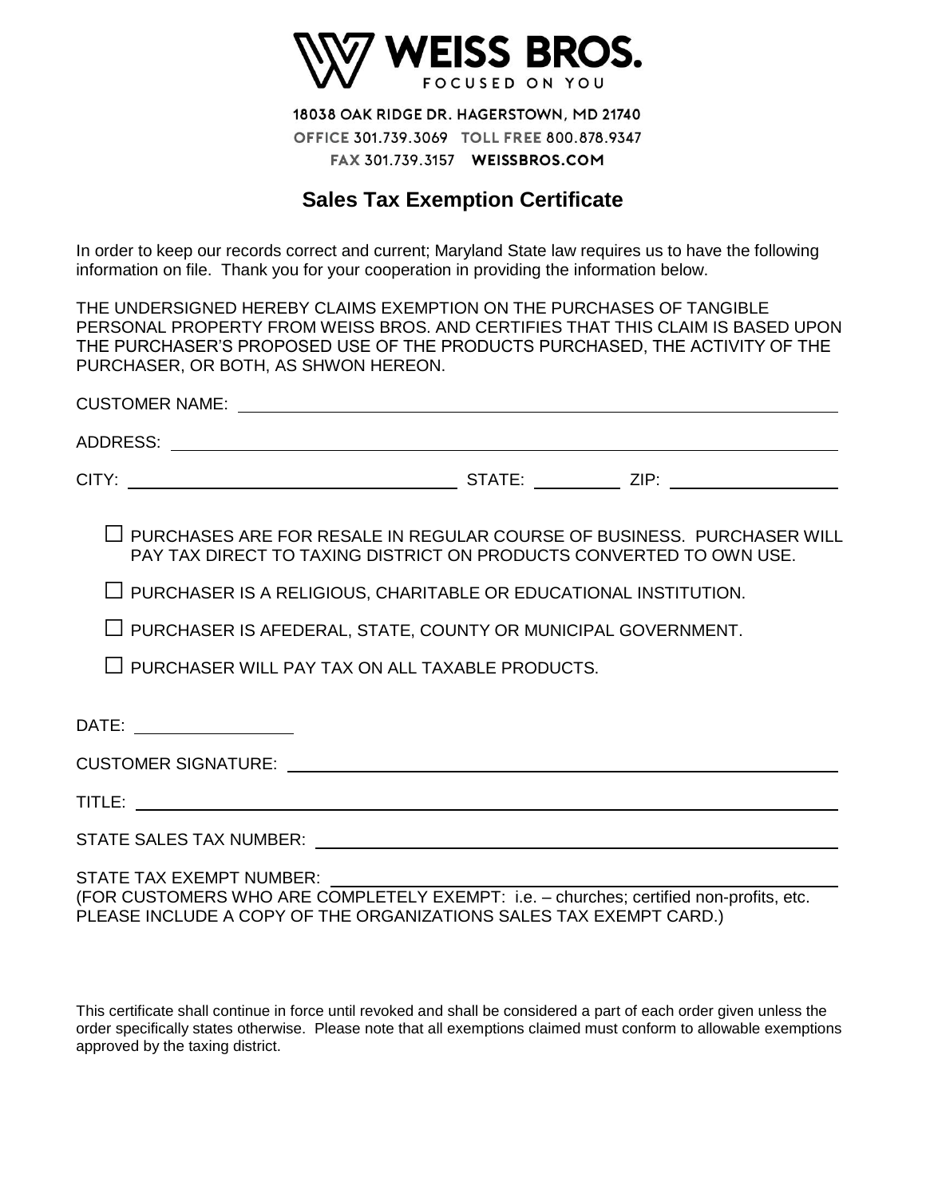# WEISS BROS.

FOCUSED ON YOU

18038 OAK RIDGE DR. HAGERSTOWN, MD 21740

OFFICE 301.739.3069 TOLL FREE 800.878.9347

FAX 301.739.3157 WEISSBROS.COM

## Sales Tax Exemption Certificate

In order to keep our records correct and current; Maryland State law requires us to have the following information on file. Thank you for your cooperation in providing the information below.

THE UNDERSIGNED HEREBY CLAIMS EXEMPTION ON THE PURCHASES OF TANGIBLE PERSONAL PROPERTY FROM WEISS BROS. AND CERTIFIES THAT THIS CLAIM IS BASED UPON THE PURCHASER'S PROPOSED USE OF THE PRODUCTS PURCHASED, THE ACTIVITY OF THE PURCHASER, OR BOTH, AS SHWON HEREON.

CUSTOMER NAME: ____________________________________________

ADDRESS: ____________________________________________

CITY: ______________________ STATE: __________ ZIP: __________

☐ PURCHASES ARE FOR RESALE IN REGULAR COURSE OF BUSINESS. PURCHASER WILL PAY TAX DIRECT TO TAXING DISTRICT ON PRODUCTS CONVERTED TO OWN USE.

☐ PURCHASER IS A RELIGIOUS, CHARITABLE OR EDUCATIONAL INSTITUTION.

☐ PURCHASER IS AFEDERAL, STATE, COUNTY OR MUNICIPAL GOVERNMENT.

☐ PURCHASER WILL PAY TAX ON ALL TAXABLE PRODUCTS.

DATE: __________________

CUSTOMER SIGNATURE: ____________________________________________

TITLE: ____________________________________________

STATE SALES TAX NUMBER: ____________________________________________

STATE TAX EXEMPT NUMBER: ____________________________________________

(FOR CUSTOMERS WHO ARE COMPLETELY EXEMPT: i.e. – churches; certified non-profits, etc. PLEASE INCLUDE A COPY OF THE ORGANIZATIONS SALES TAX EXEMPT CARD.)

This certificate shall continue in force until revoked and shall be considered a part of each order given unless the order specifically states otherwise. Please note that all exemptions claimed must conform to allowable exemptions approved by the taxing district.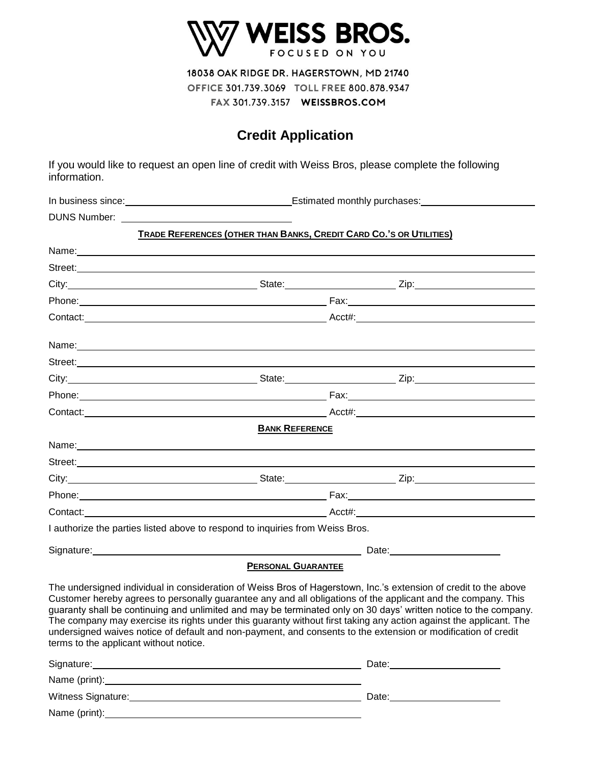# WEISS BROS.

FOCUSED ON YOU

18038 OAK RIDGE DR. HAGERSTOWN, MD 21740
OFFICE 301.739.3069 TOLL FREE 800.878.9347
FAX 301.739.3157 WEISSBROS.COM

## Credit Application

If you would like to request an open line of credit with Weiss Bros, please complete the following information.

In business since: ______________________ Estimated monthly purchases: ______________________

DUNS Number: ______________________

**TRADE REFERENCES (OTHER THAN BANKS, CREDIT CARD CO.'S OR UTILITIES)**

Name: ______________________

Street: ______________________

City: ______________________ State: ______________________ Zip: ______________________

Phone: ______________________ Fax: ______________________

Contact: ______________________ Acct#: ______________________

Name: ______________________

Street: ______________________

City: ______________________ State: ______________________ Zip: ______________________

Phone: ______________________ Fax: ______________________

Contact: ______________________ Acct#: ______________________

**BANK REFERENCE**

Name: ______________________

Street: ______________________

City: ______________________ State: ______________________ Zip: ______________________

Phone: ______________________ Fax: ______________________

Contact: ______________________ Acct#: ______________________

I authorize the parties listed above to respond to inquiries from Weiss Bros.

Signature: ______________________ Date: ______________________

**PERSONAL GUARANTEE**

The undersigned individual in consideration of Weiss Bros of Hagerstown, Inc.'s extension of credit to the above Customer hereby agrees to personally guarantee any and all obligations of the applicant and the company. This guaranty shall be continuing and unlimited and may be terminated only on 30 days' written notice to the company. The company may exercise its rights under this guaranty without first taking any action against the applicant. The undersigned waives notice of default and non-payment, and consents to the extension or modification of credit terms to the applicant without notice.

Signature: ______________________ Date: ______________________

Name (print): ______________________

Witness Signature: ______________________ Date: ______________________

Name (print): ______________________